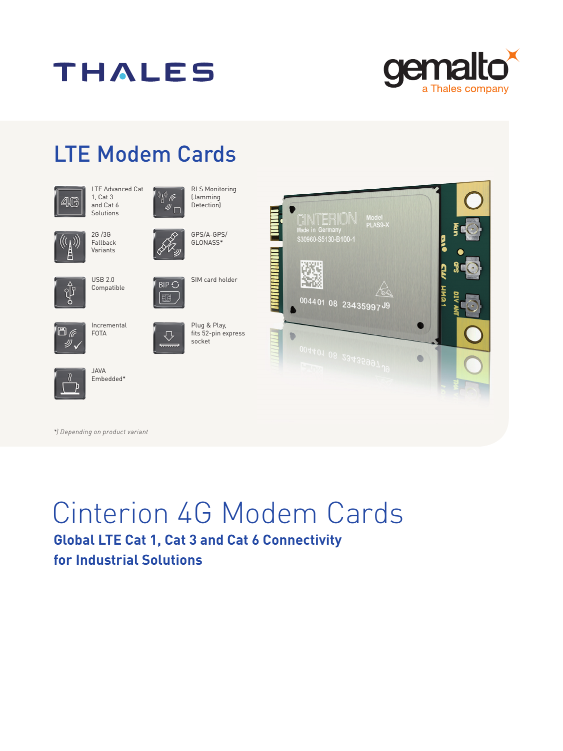THALES

gemalto
a Thales company

# LTE Modem Cards

- LTE Advanced Cat 1, Cat 3 and Cat 6 Solutions
- RLS Monitoring (Jamming Detection)
- 2G /3G Fallback Variants
- GPS/A-GPS/ GLONASS*
- USB 2.0 Compatible
- SIM card holder
- Incremental FOTA
- Plug & Play, fits 52-pin express socket
- JAVA Embedded*

*) *Depending on product variant*

# Cinterion 4G Modem Cards

## **Global LTE Cat 1, Cat 3 and Cat 6 Connectivity for Industrial Solutions**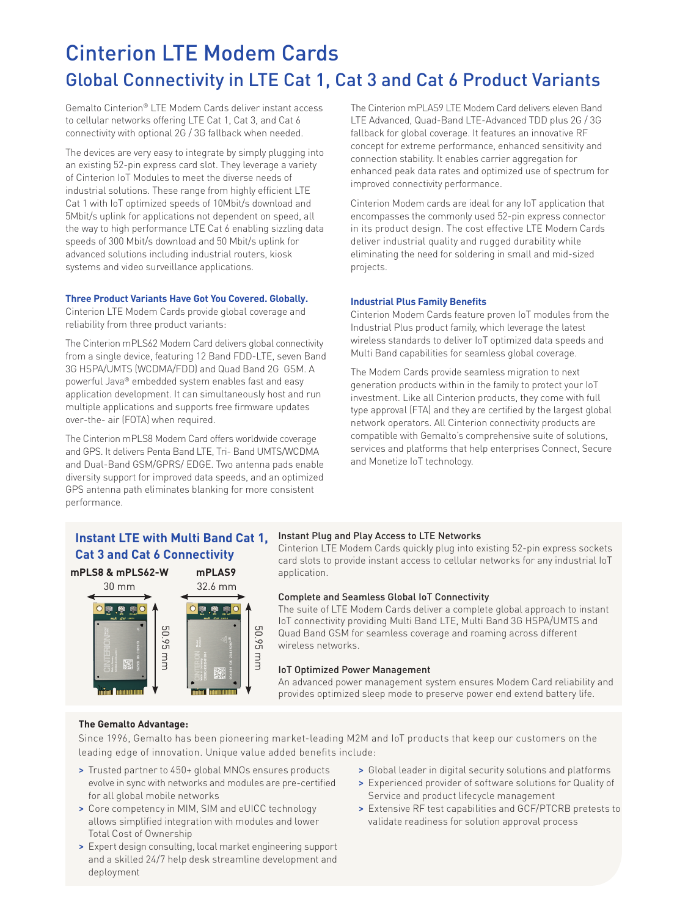# Cinterion LTE Modem Cards

## Global Connectivity in LTE Cat 1, Cat 3 and Cat 6 Product Variants

Gemalto Cinterion® LTE Modem Cards deliver instant access to cellular networks offering LTE Cat 1, Cat 3, and Cat 6 connectivity with optional 2G / 3G fallback when needed.

The devices are very easy to integrate by simply plugging into an existing 52-pin express card slot. They leverage a variety of Cinterion IoT Modules to meet the diverse needs of industrial solutions. These range from highly efficient LTE Cat 1 with IoT optimized speeds of 10Mbit/s download and 5Mbit/s uplink for applications not dependent on speed, all the way to high performance LTE Cat 6 enabling sizzling data speeds of 300 Mbit/s download and 50 Mbit/s uplink for advanced solutions including industrial routers, kiosk systems and video surveillance applications.

### Three Product Variants Have Got You Covered. Globally.

Cinterion LTE Modem Cards provide global coverage and reliability from three product variants:

The Cinterion mPLS62 Modem Card delivers global connectivity from a single device, featuring 12 Band FDD-LTE, seven Band 3G HSPA/UMTS (WCDMA/FDD) and Quad Band 2G GSM. A powerful Java® embedded system enables fast and easy application development. It can simultaneously host and run multiple applications and supports free firmware updates over-the- air (FOTA) when required.

The Cinterion mPLS8 Modem Card offers worldwide coverage and GPS. It delivers Penta Band LTE, Tri- Band UMTS/WCDMA and Dual-Band GSM/GPRS/ EDGE. Two antenna pads enable diversity support for improved data speeds, and an optimized GPS antenna path eliminates blanking for more consistent performance.

The Cinterion mPLAS9 LTE Modem Card delivers eleven Band LTE Advanced, Quad-Band LTE-Advanced TDD plus 2G / 3G fallback for global coverage. It features an innovative RF concept for extreme performance, enhanced sensitivity and connection stability. It enables carrier aggregation for enhanced peak data rates and optimized use of spectrum for improved connectivity performance.

Cinterion Modem cards are ideal for any IoT application that encompasses the commonly used 52-pin express connector in its product design. The cost effective LTE Modem Cards deliver industrial quality and rugged durability while eliminating the need for soldering in small and mid-sized projects.

### Industrial Plus Family Benefits

Cinterion Modem Cards feature proven IoT modules from the Industrial Plus product family, which leverage the latest wireless standards to deliver IoT optimized data speeds and Multi Band capabilities for seamless global coverage.

The Modem Cards provide seamless migration to next generation products within in the family to protect your IoT investment. Like all Cinterion products, they come with full type approval (FTA) and they are certified by the largest global network operators. All Cinterion connectivity products are compatible with Gemalto's comprehensive suite of solutions, services and platforms that help enterprises Connect, Secure and Monetize IoT technology.

### Instant LTE with Multi Band Cat 1, Cat 3 and Cat 6 Connectivity

**mPLS8 & mPLS62-W** — 30 mm × 50.95 mm

**mPLAS9** — 32.6 mm × 50.95 mm

**Instant Plug and Play Access to LTE Networks**

Cinterion LTE Modem Cards quickly plug into existing 52-pin express sockets card slots to provide instant access to cellular networks for any industrial IoT application.

**Complete and Seamless Global IoT Connectivity**

The suite of LTE Modem Cards deliver a complete global approach to instant IoT connectivity providing Multi Band LTE, Multi Band 3G HSPA/UMTS and Quad Band GSM for seamless coverage and roaming across different wireless networks.

**IoT Optimized Power Management**

An advanced power management system ensures Modem Card reliability and provides optimized sleep mode to preserve power end extend battery life.

**The Gemalto Advantage:**

Since 1996, Gemalto has been pioneering market-leading M2M and IoT products that keep our customers on the leading edge of innovation. Unique value added benefits include:

- Trusted partner to 450+ global MNOs ensures products evolve in sync with networks and modules are pre-certified for all global mobile networks
- Core competency in MIM, SIM and eUICC technology allows simplified integration with modules and lower Total Cost of Ownership
- Expert design consulting, local market engineering support and a skilled 24/7 help desk streamline development and deployment
- Global leader in digital security solutions and platforms
- Experienced provider of software solutions for Quality of Service and product lifecycle management
- Extensive RF test capabilities and GCF/PTCRB pretests to validate readiness for solution approval process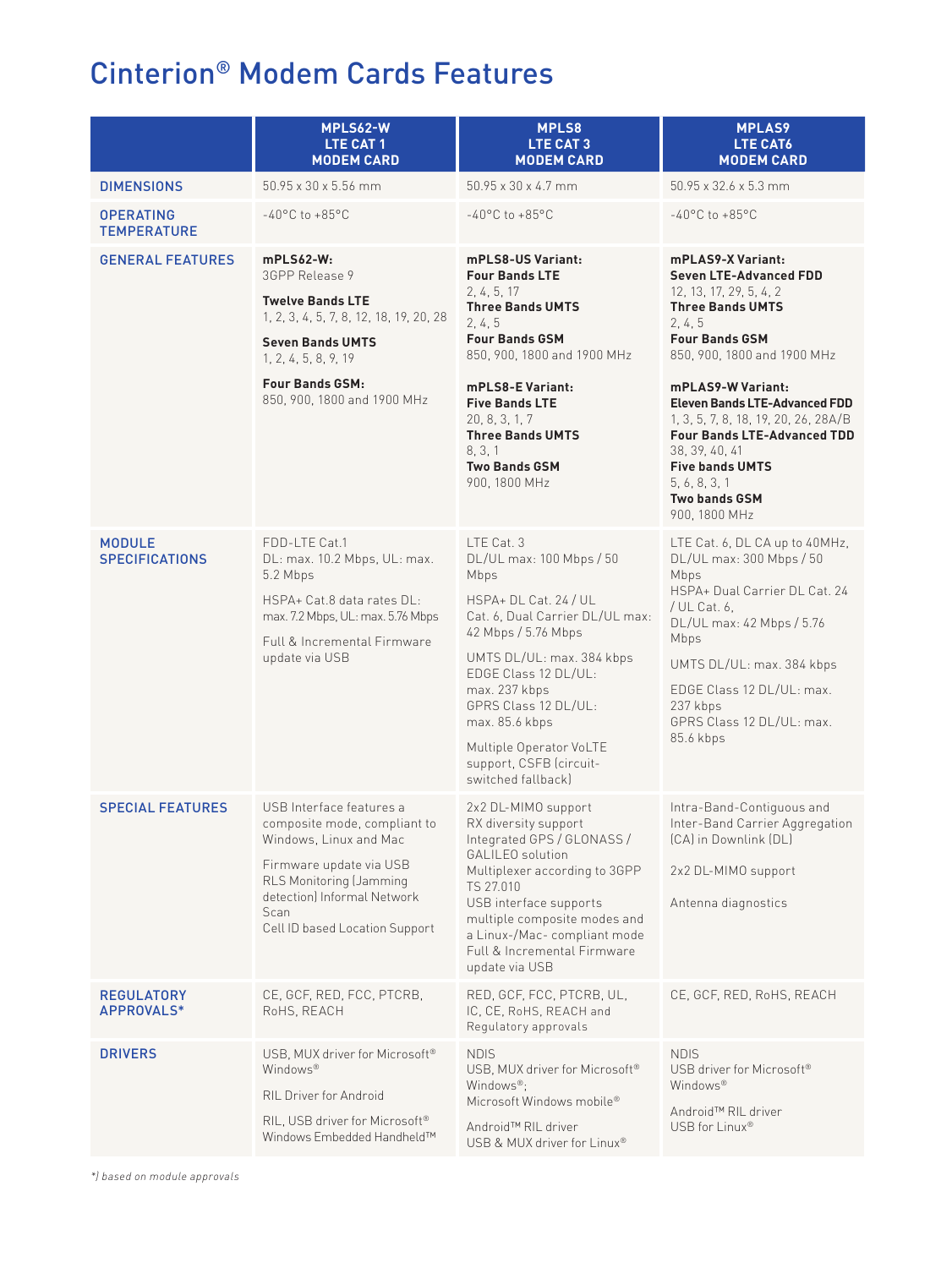# Cinterion® Modem Cards Features

| | MPLS62-W LTE CAT 1 MODEM CARD | MPLS8 LTE CAT 3 MODEM CARD | MPLAS9 LTE CAT6 MODEM CARD |
|---|---|---|---|
| **DIMENSIONS** | 50.95 x 30 x 5.56 mm | 50.95 x 30 x 4.7 mm | 50.95 x 32.6 x 5.3 mm |
| **OPERATING TEMPERATURE** | -40°C to +85°C | -40°C to +85°C | -40°C to +85°C |
| **GENERAL FEATURES** | **mPLS62-W:**<br>3GPP Release 9<br><br>**Twelve Bands LTE**<br>1, 2, 3, 4, 5, 7, 8, 12, 18, 19, 20, 28<br><br>**Seven Bands UMTS**<br>1, 2, 4, 5, 8, 9, 19<br><br>**Four Bands GSM:**<br>850, 900, 1800 and 1900 MHz | **mPLS8-US Variant:**<br>**Four Bands LTE**<br>2, 4, 5, 17<br>**Three Bands UMTS**<br>2, 4, 5<br>**Four Bands GSM**<br>850, 900, 1800 and 1900 MHz<br><br>**mPLS8-E Variant:**<br>**Five Bands LTE**<br>20, 8, 3, 1, 7<br>**Three Bands UMTS**<br>8, 3, 1<br>**Two Bands GSM**<br>900, 1800 MHz | **mPLAS9-X Variant:**<br>**Seven LTE-Advanced FDD**<br>12, 13, 17, 29, 5, 4, 2<br>**Three Bands UMTS**<br>2, 4, 5<br>**Four Bands GSM**<br>850, 900, 1800 and 1900 MHz<br><br>**mPLAS9-W Variant:**<br>**Eleven Bands LTE-Advanced FDD**<br>1, 3, 5, 7, 8, 18, 19, 20, 26, 28A/B<br>**Four Bands LTE-Advanced TDD**<br>38, 39, 40, 41<br>**Five bands UMTS**<br>5, 6, 8, 3, 1<br>**Two bands GSM**<br>900, 1800 MHz |
| **MODULE SPECIFICATIONS** | FDD-LTE Cat.1<br>DL: max. 10.2 Mbps, UL: max. 5.2 Mbps<br><br>HSPA+ Cat.8 data rates DL: max. 7.2 Mbps, UL: max. 5.76 Mbps<br><br>Full & Incremental Firmware update via USB | LTE Cat. 3<br>DL/UL max: 100 Mbps / 50 Mbps<br><br>HSPA+ DL Cat. 24 / UL Cat. 6, Dual Carrier DL/UL max: 42 Mbps / 5.76 Mbps<br><br>UMTS DL/UL: max. 384 kbps<br>EDGE Class 12 DL/UL: max. 237 kbps<br>GPRS Class 12 DL/UL: max. 85.6 kbps<br><br>Multiple Operator VoLTE support, CSFB (circuit-switched fallback) | LTE Cat. 6, DL CA up to 40MHz, DL/UL max: 300 Mbps / 50 Mbps<br>HSPA+ Dual Carrier DL Cat. 24 / UL Cat. 6,<br>DL/UL max: 42 Mbps / 5.76 Mbps<br><br>UMTS DL/UL: max. 384 kbps<br><br>EDGE Class 12 DL/UL: max. 237 kbps<br>GPRS Class 12 DL/UL: max. 85.6 kbps |
| **SPECIAL FEATURES** | USB Interface features a composite mode, compliant to Windows, Linux and Mac<br><br>Firmware update via USB<br>RLS Monitoring (Jamming detection) Informal Network Scan<br>Cell ID based Location Support | 2x2 DL-MIMO support<br>RX diversity support<br>Integrated GPS / GLONASS / GALILEO solution<br>Multiplexer according to 3GPP TS 27.010<br>USB interface supports multiple composite modes and a Linux-/Mac- compliant mode<br>Full & Incremental Firmware update via USB | Intra-Band-Contiguous and Inter-Band Carrier Aggregation (CA) in Downlink (DL)<br><br>2x2 DL-MIMO support<br><br>Antenna diagnostics |
| **REGULATORY APPROVALS*** | CE, GCF, RED, FCC, PTCRB, RoHS, REACH | RED, GCF, FCC, PTCRB, UL, IC, CE, RoHS, REACH and Regulatory approvals | CE, GCF, RED, RoHS, REACH |
| **DRIVERS** | USB, MUX driver for Microsoft® Windows®<br><br>RIL Driver for Android<br><br>RIL, USB driver for Microsoft® Windows Embedded Handheld™ | NDIS<br>USB, MUX driver for Microsoft® Windows®;<br>Microsoft Windows mobile®<br><br>Android™ RIL driver<br>USB & MUX driver for Linux® | NDIS<br>USB driver for Microsoft® Windows®<br><br>Android™ RIL driver<br>USB for Linux® |

*\*) based on module approvals*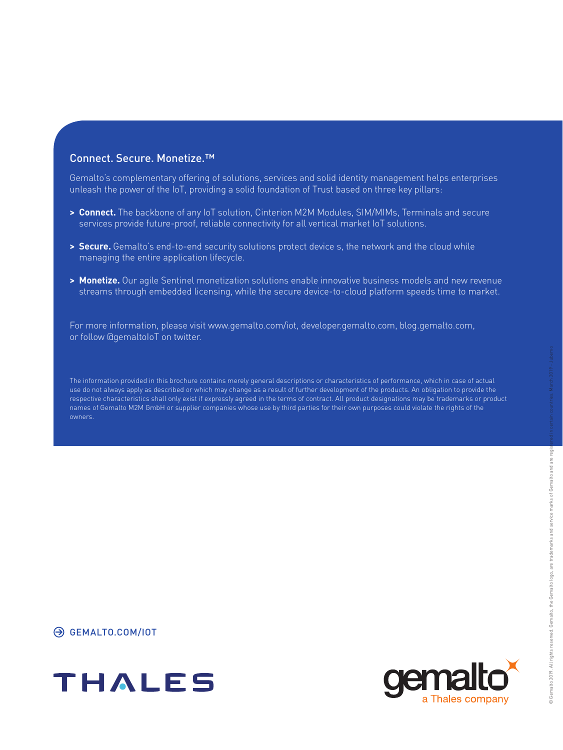## Connect. Secure. Monetize.™

Gemalto's complementary offering of solutions, services and solid identity management helps enterprises unleash the power of the IoT, providing a solid foundation of Trust based on three key pillars:

> **Connect.** The backbone of any IoT solution, Cinterion M2M Modules, SIM/MIMs, Terminals and secure services provide future-proof, reliable connectivity for all vertical market IoT solutions.

> **Secure.** Gemalto's end-to-end security solutions protect device s, the network and the cloud while managing the entire application lifecycle.

> **Monetize.** Our agile Sentinel monetization solutions enable innovative business models and new revenue streams through embedded licensing, while the secure device-to-cloud platform speeds time to market.

For more information, please visit www.gemalto.com/iot, developer.gemalto.com, blog.gemalto.com, or follow @gemaltoIoT on twitter.

The information provided in this brochure contains merely general descriptions or characteristics of performance, which in case of actual use do not always apply as described or which may change as a result of further development of the products. An obligation to provide the respective characteristics shall only exist if expressly agreed in the terms of contract. All product designations may be trademarks or product names of Gemalto M2M GmbH or supplier companies whose use by third parties for their own purposes could violate the rights of the owners.

GEMALTO.COM/IOT

THALES

gemalto
a Thales company

© Gemalto 2019. All rights reserved. Gemalto, the Gemalto logo, are trademarks and service marks of Gemalto and are registered in certain countries. March 2019 – Jubemo